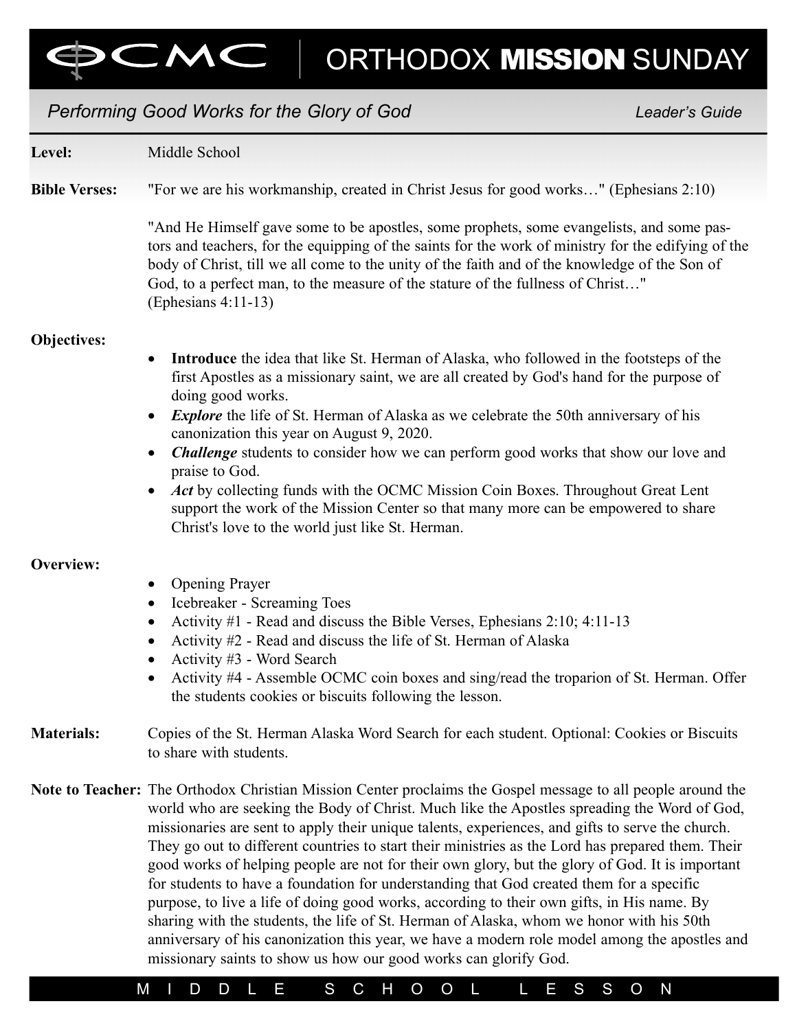# OCMC | ORTHODOX **MISSION** SUNDAY

## *Performing Good Works for the Glory of God*

*Leader's Guide*

**Level:** Middle School

**Bible Verses:** "For we are his workmanship, created in Christ Jesus for good works…" (Ephesians 2:10)

"And He Himself gave some to be apostles, some prophets, some evangelists, and some pastors and teachers, for the equipping of the saints for the work of ministry for the edifying of the body of Christ, till we all come to the unity of the faith and of the knowledge of the Son of God, to a perfect man, to the measure of the stature of the fullness of Christ…" (Ephesians 4:11-13)

**Objectives:**

- **Introduce** the idea that like St. Herman of Alaska, who followed in the footsteps of the first Apostles as a missionary saint, we are all created by God's hand for the purpose of doing good works.
- ***Explore*** the life of St. Herman of Alaska as we celebrate the 50th anniversary of his canonization this year on August 9, 2020.
- ***Challenge*** students to consider how we can perform good works that show our love and praise to God.
- ***Act*** by collecting funds with the OCMC Mission Coin Boxes. Throughout Great Lent support the work of the Mission Center so that many more can be empowered to share Christ's love to the world just like St. Herman.

**Overview:**

- Opening Prayer
- Icebreaker - Screaming Toes
- Activity #1 - Read and discuss the Bible Verses, Ephesians 2:10; 4:11-13
- Activity #2 - Read and discuss the life of St. Herman of Alaska
- Activity #3 - Word Search
- Activity #4 - Assemble OCMC coin boxes and sing/read the troparion of St. Herman. Offer the students cookies or biscuits following the lesson.

**Materials:** Copies of the St. Herman Alaska Word Search for each student. Optional: Cookies or Biscuits to share with students.

**Note to Teacher:** The Orthodox Christian Mission Center proclaims the Gospel message to all people around the world who are seeking the Body of Christ. Much like the Apostles spreading the Word of God, missionaries are sent to apply their unique talents, experiences, and gifts to serve the church. They go out to different countries to start their ministries as the Lord has prepared them. Their good works of helping people are not for their own glory, but the glory of God. It is important for students to have a foundation for understanding that God created them for a specific purpose, to live a life of doing good works, according to their own gifts, in His name. By sharing with the students, the life of St. Herman of Alaska, whom we honor with his 50th anniversary of his canonization this year, we have a modern role model among the apostles and missionary saints to show us how our good works can glorify God.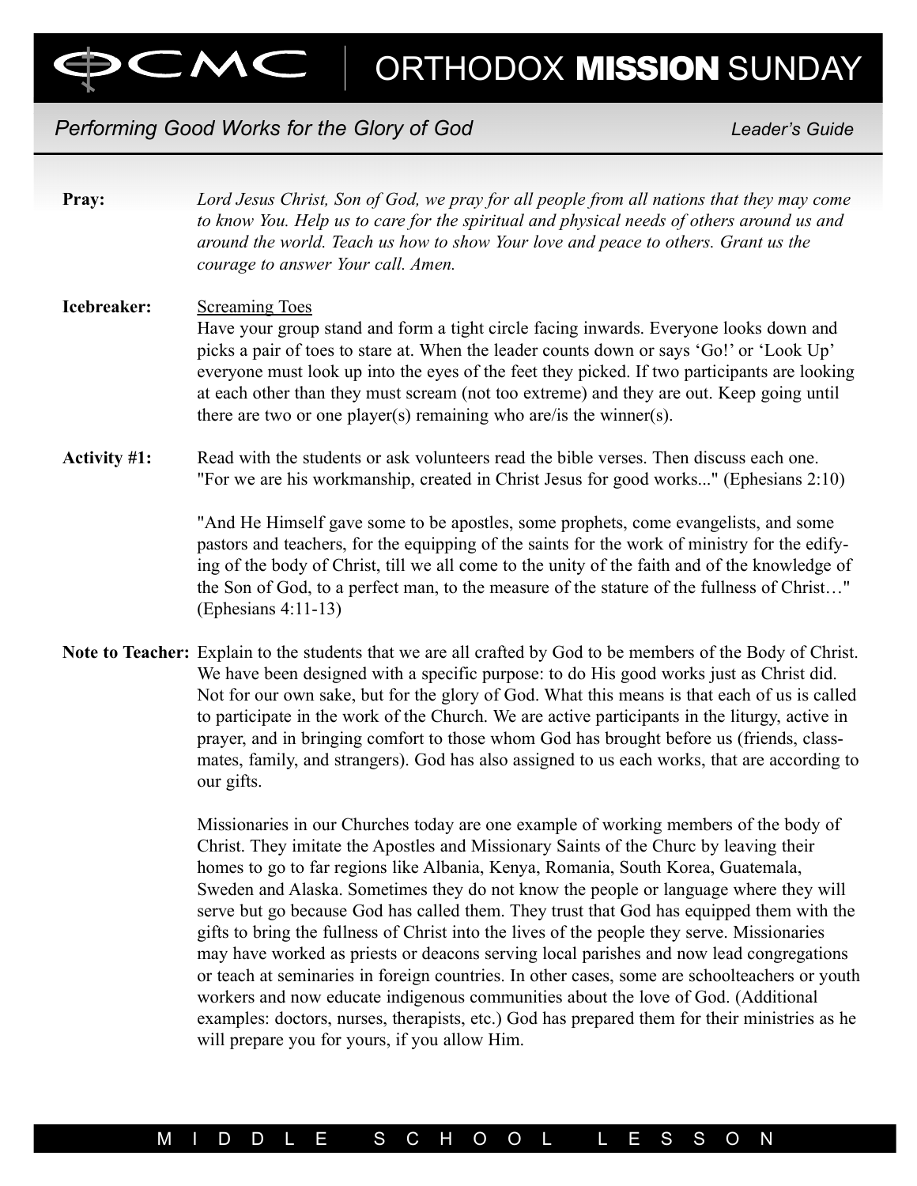# ORTHODOX MISSION SUNDAY

*Performing Good Works for the Glory of God* *Leader's Guide*

**Pray:** *Lord Jesus Christ, Son of God, we pray for all people from all nations that they may come to know You. Help us to care for the spiritual and physical needs of others around us and around the world. Teach us how to show Your love and peace to others. Grant us the courage to answer Your call. Amen.*

**Icebreaker:** Screaming Toes
Have your group stand and form a tight circle facing inwards. Everyone looks down and picks a pair of toes to stare at. When the leader counts down or says 'Go!' or 'Look Up' everyone must look up into the eyes of the feet they picked. If two participants are looking at each other than they must scream (not too extreme) and they are out. Keep going until there are two or one player(s) remaining who are/is the winner(s).

**Activity #1:** Read with the students or ask volunteers read the bible verses. Then discuss each one.
"For we are his workmanship, created in Christ Jesus for good works..." (Ephesians 2:10)

"And He Himself gave some to be apostles, some prophets, come evangelists, and some pastors and teachers, for the equipping of the saints for the work of ministry for the edifying of the body of Christ, till we all come to the unity of the faith and of the knowledge of the Son of God, to a perfect man, to the measure of the stature of the fullness of Christ…" (Ephesians 4:11-13)

**Note to Teacher:** Explain to the students that we are all crafted by God to be members of the Body of Christ. We have been designed with a specific purpose: to do His good works just as Christ did. Not for our own sake, but for the glory of God. What this means is that each of us is called to participate in the work of the Church. We are active participants in the liturgy, active in prayer, and in bringing comfort to those whom God has brought before us (friends, classmates, family, and strangers). God has also assigned to us each works, that are according to our gifts.

Missionaries in our Churches today are one example of working members of the body of Christ. They imitate the Apostles and Missionary Saints of the Churc by leaving their homes to go to far regions like Albania, Kenya, Romania, South Korea, Guatemala, Sweden and Alaska. Sometimes they do not know the people or language where they will serve but go because God has called them. They trust that God has equipped them with the gifts to bring the fullness of Christ into the lives of the people they serve. Missionaries may have worked as priests or deacons serving local parishes and now lead congregations or teach at seminaries in foreign countries. In other cases, some are schoolteachers or youth workers and now educate indigenous communities about the love of God. (Additional examples: doctors, nurses, therapists, etc.) God has prepared them for their ministries as he will prepare you for yours, if you allow Him.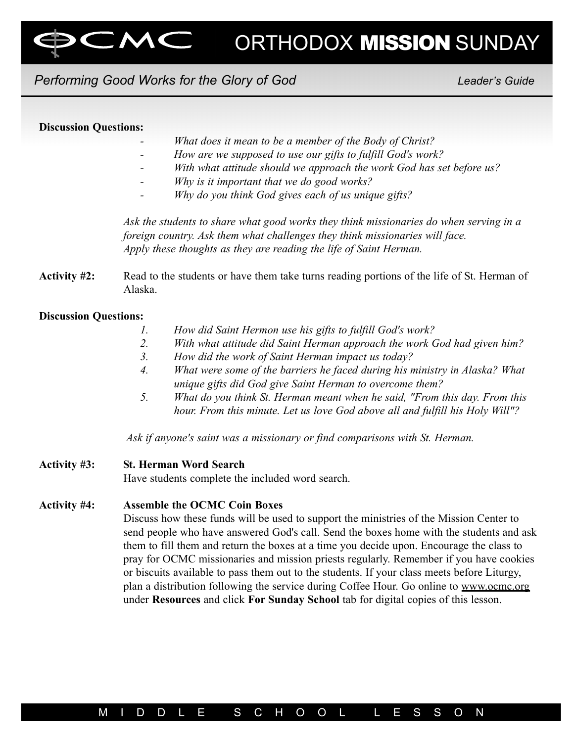**Discussion Questions:**

- *What does it mean to be a member of the Body of Christ?*
- *How are we supposed to use our gifts to fulfill God's work?*
- *With what attitude should we approach the work God has set before us?*
- *Why is it important that we do good works?*
- *Why do you think God gives each of us unique gifts?*

*Ask the students to share what good works they think missionaries do when serving in a foreign country. Ask them what challenges they think missionaries will face. Apply these thoughts as they are reading the life of Saint Herman.*

**Activity #2:** Read to the students or have them take turns reading portions of the life of St. Herman of Alaska.

**Discussion Questions:**

1. *How did Saint Hermon use his gifts to fulfill God's work?*
2. *With what attitude did Saint Herman approach the work God had given him?*
3. *How did the work of Saint Herman impact us today?*
4. *What were some of the barriers he faced during his ministry in Alaska? What unique gifts did God give Saint Herman to overcome them?*
5. *What do you think St. Herman meant when he said, "From this day. From this hour. From this minute. Let us love God above all and fulfill his Holy Will"?*

*Ask if anyone's saint was a missionary or find comparisons with St. Herman.*

**Activity #3: St. Herman Word Search**
Have students complete the included word search.

**Activity #4: Assemble the OCMC Coin Boxes**
Discuss how these funds will be used to support the ministries of the Mission Center to send people who have answered God's call. Send the boxes home with the students and ask them to fill them and return the boxes at a time you decide upon. Encourage the class to pray for OCMC missionaries and mission priests regularly. Remember if you have cookies or biscuits available to pass them out to the students. If your class meets before Liturgy, plan a distribution following the service during Coffee Hour. Go online to www.ocmc.org under **Resources** and click **For Sunday School** tab for digital copies of this lesson.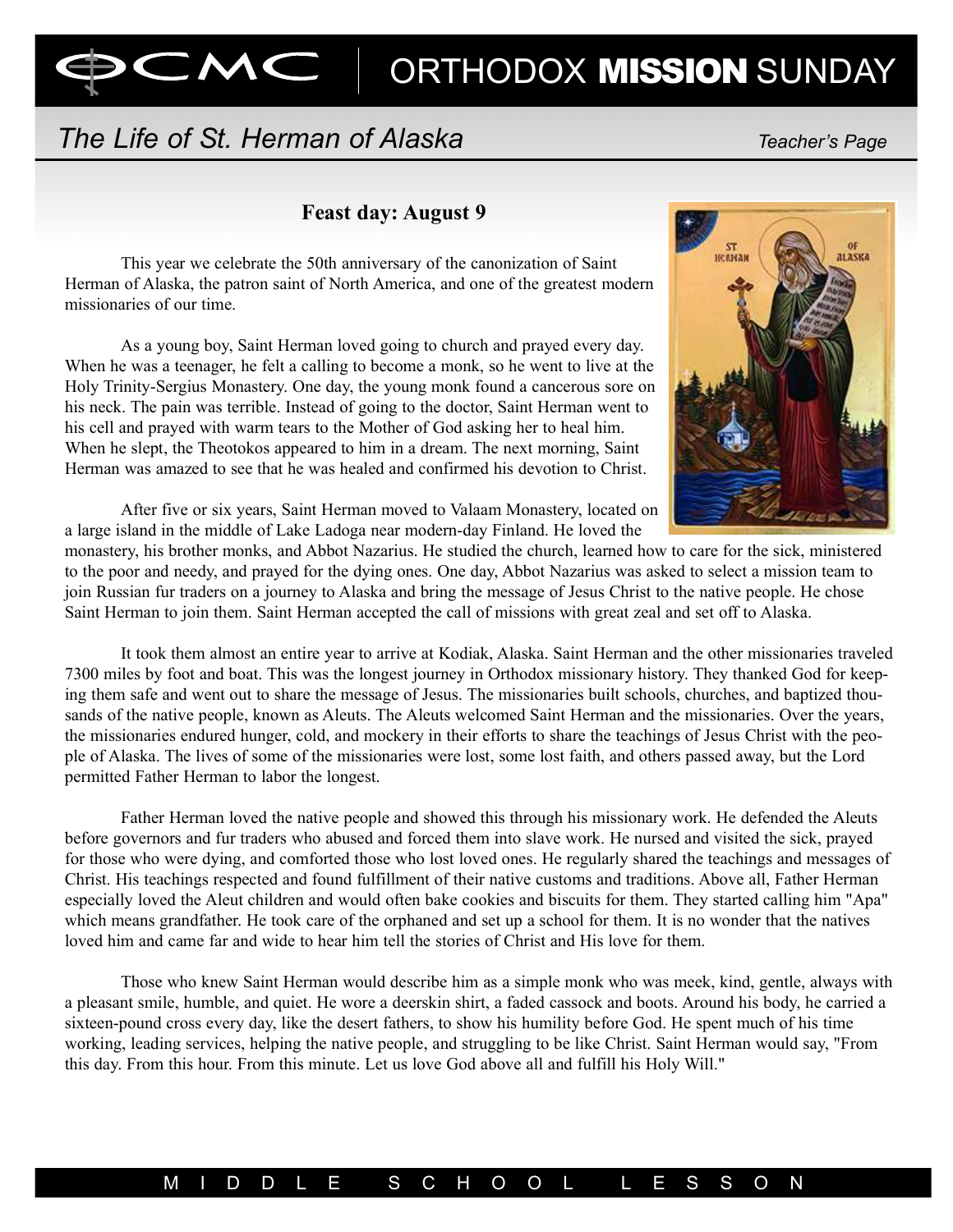# The Life of St. Herman of Alaska

*Teacher's Page*

### Feast day: August 9

This year we celebrate the 50th anniversary of the canonization of Saint Herman of Alaska, the patron saint of North America, and one of the greatest modern missionaries of our time.

As a young boy, Saint Herman loved going to church and prayed every day. When he was a teenager, he felt a calling to become a monk, so he went to live at the Holy Trinity-Sergius Monastery. One day, the young monk found a cancerous sore on his neck. The pain was terrible. Instead of going to the doctor, Saint Herman went to his cell and prayed with warm tears to the Mother of God asking her to heal him. When he slept, the Theotokos appeared to him in a dream. The next morning, Saint Herman was amazed to see that he was healed and confirmed his devotion to Christ.

After five or six years, Saint Herman moved to Valaam Monastery, located on a large island in the middle of Lake Ladoga near modern-day Finland. He loved the monastery, his brother monks, and Abbot Nazarius. He studied the church, learned how to care for the sick, ministered to the poor and needy, and prayed for the dying ones. One day, Abbot Nazarius was asked to select a mission team to join Russian fur traders on a journey to Alaska and bring the message of Jesus Christ to the native people. He chose Saint Herman to join them. Saint Herman accepted the call of missions with great zeal and set off to Alaska.

It took them almost an entire year to arrive at Kodiak, Alaska. Saint Herman and the other missionaries traveled 7300 miles by foot and boat. This was the longest journey in Orthodox missionary history. They thanked God for keeping them safe and went out to share the message of Jesus. The missionaries built schools, churches, and baptized thousands of the native people, known as Aleuts. The Aleuts welcomed Saint Herman and the missionaries. Over the years, the missionaries endured hunger, cold, and mockery in their efforts to share the teachings of Jesus Christ with the people of Alaska. The lives of some of the missionaries were lost, some lost faith, and others passed away, but the Lord permitted Father Herman to labor the longest.

Father Herman loved the native people and showed this through his missionary work. He defended the Aleuts before governors and fur traders who abused and forced them into slave work. He nursed and visited the sick, prayed for those who were dying, and comforted those who lost loved ones. He regularly shared the teachings and messages of Christ. His teachings respected and found fulfillment of their native customs and traditions. Above all, Father Herman especially loved the Aleut children and would often bake cookies and biscuits for them. They started calling him "Apa" which means grandfather. He took care of the orphaned and set up a school for them. It is no wonder that the natives loved him and came far and wide to hear him tell the stories of Christ and His love for them.

Those who knew Saint Herman would describe him as a simple monk who was meek, kind, gentle, always with a pleasant smile, humble, and quiet. He wore a deerskin shirt, a faded cassock and boots. Around his body, he carried a sixteen-pound cross every day, like the desert fathers, to show his humility before God. He spent much of his time working, leading services, helping the native people, and struggling to be like Christ. Saint Herman would say, "From this day. From this hour. From this minute. Let us love God above all and fulfill his Holy Will."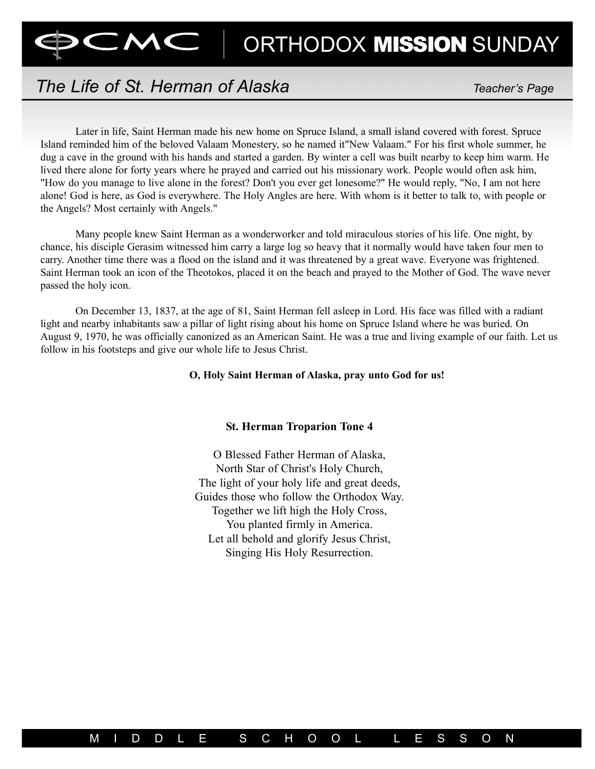## The Life of St. Herman of Alaska

*Teacher's Page*

Later in life, Saint Herman made his new home on Spruce Island, a small island covered with forest. Spruce Island reminded him of the beloved Valaam Monestery, so he named it"New Valaam." For his first whole summer, he dug a cave in the ground with his hands and started a garden. By winter a cell was built nearby to keep him warm. He lived there alone for forty years where he prayed and carried out his missionary work. People would often ask him, "How do you manage to live alone in the forest? Don't you ever get lonesome?" He would reply, "No, I am not here alone! God is here, as God is everywhere. The Holy Angles are here. With whom is it better to talk to, with people or the Angels? Most certainly with Angels."

Many people knew Saint Herman as a wonderworker and told miraculous stories of his life. One night, by chance, his disciple Gerasim witnessed him carry a large log so heavy that it normally would have taken four men to carry. Another time there was a flood on the island and it was threatened by a great wave. Everyone was frightened. Saint Herman took an icon of the Theotokos, placed it on the beach and prayed to the Mother of God. The wave never passed the holy icon.

On December 13, 1837, at the age of 81, Saint Herman fell asleep in Lord. His face was filled with a radiant light and nearby inhabitants saw a pillar of light rising about his home on Spruce Island where he was buried. On August 9, 1970, he was officially canonized as an American Saint. He was a true and living example of our faith. Let us follow in his footsteps and give our whole life to Jesus Christ.

**O, Holy Saint Herman of Alaska, pray unto God for us!**

**St. Herman Troparion Tone 4**

O Blessed Father Herman of Alaska,
North Star of Christ's Holy Church,
The light of your holy life and great deeds,
Guides those who follow the Orthodox Way.
Together we lift high the Holy Cross,
You planted firmly in America.
Let all behold and glorify Jesus Christ,
Singing His Holy Resurrection.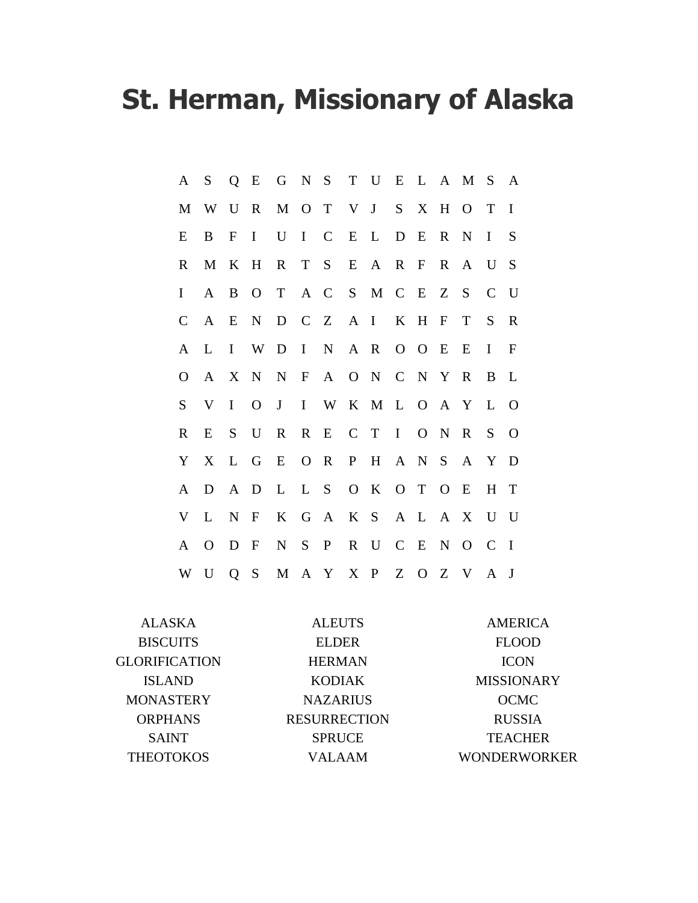# St. Herman, Missionary of Alaska

| | | | | | | | | | | | | | | |
|---|---|---|---|---|---|---|---|---|---|---|---|---|---|---|
| A | S | Q | E | G | N | S | T | U | E | L | A | M | S | A |
| M | W | U | R | M | O | T | V | J | S | X | H | O | T | I |
| E | B | F | I | U | I | C | E | L | D | E | R | N | I | S |
| R | M | K | H | R | T | S | E | A | R | F | R | A | U | S |
| I | A | B | O | T | A | C | S | M | C | E | Z | S | C | U |
| C | A | E | N | D | C | Z | A | I | K | H | F | T | S | R |
| A | L | I | W | D | I | N | A | R | O | O | E | E | I | F |
| O | A | X | N | N | F | A | O | N | C | N | Y | R | B | L |
| S | V | I | O | J | I | W | K | M | L | O | A | Y | L | O |
| R | E | S | U | R | R | E | C | T | I | O | N | R | S | O |
| Y | X | L | G | E | O | R | P | H | A | N | S | A | Y | D |
| A | D | A | D | L | L | S | O | K | O | T | O | E | H | T |
| V | L | N | F | K | G | A | K | S | A | L | A | X | U | U |
| A | O | D | F | N | S | P | R | U | C | E | N | O | C | I |
| W | U | Q | S | M | A | Y | X | P | Z | O | Z | V | A | J |

| | | |
|---|---|---|
| ALASKA | ALEUTS | AMERICA |
| BISCUITS | ELDER | FLOOD |
| GLORIFICATION | HERMAN | ICON |
| ISLAND | KODIAK | MISSIONARY |
| MONASTERY | NAZARIUS | OCMC |
| ORPHANS | RESURRECTION | RUSSIA |
| SAINT | SPRUCE | TEACHER |
| THEOTOKOS | VALAAM | WONDERWORKER |